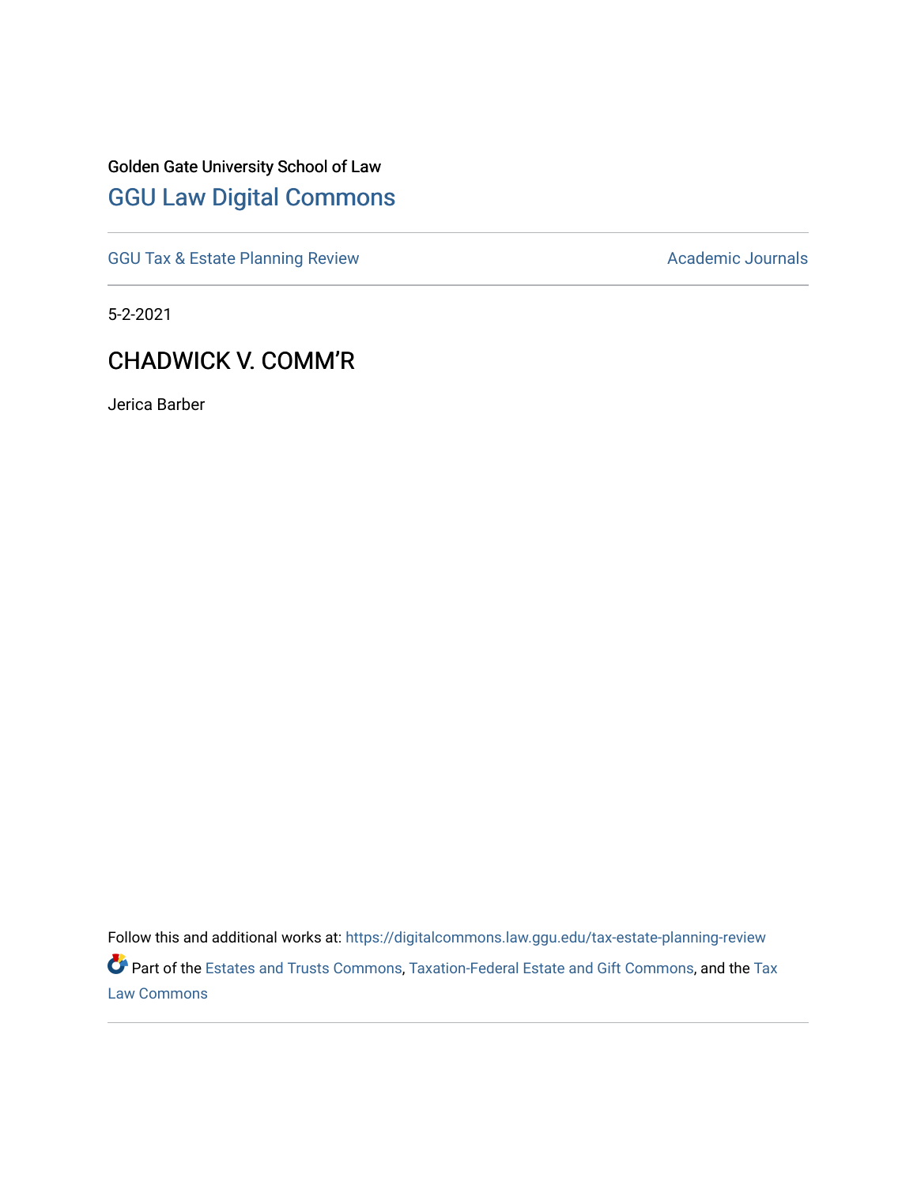Golden Gate University School of Law

## GGU Law Digital Commons

GGU Tax & Estate Planning Review

Academic Journals

5-2-2021

# CHADWICK V. COMM'R

Jerica Barber

Follow this and additional works at: https://digitalcommons.law.ggu.edu/tax-estate-planning-review

Part of the Estates and Trusts Commons, Taxation-Federal Estate and Gift Commons, and the Tax Law Commons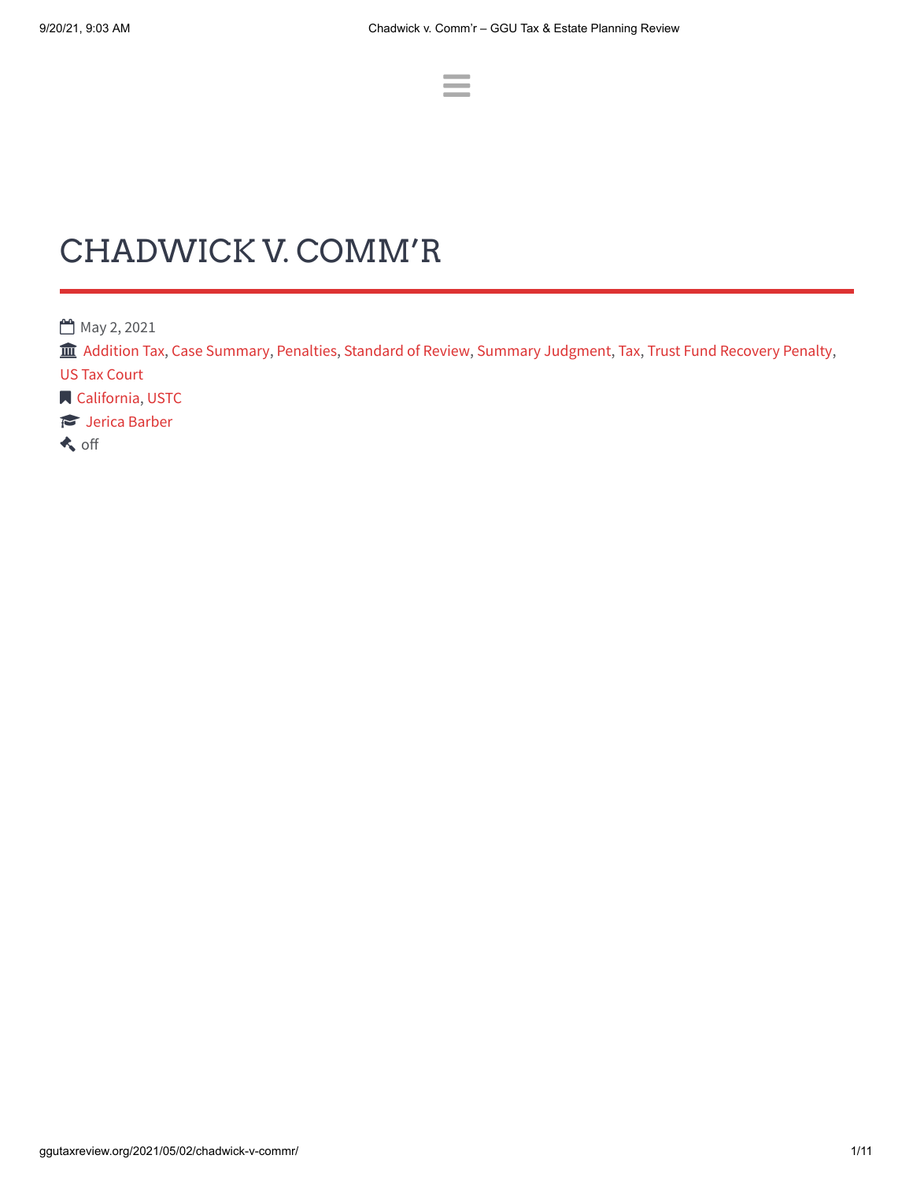# CHADWICK V. COMM'R

May 2, 2021

Addition Tax, Case Summary, Penalties, Standard of Review, Summary Judgment, Tax, Trust Fund Recovery Penalty, US Tax Court

California, USTC

Jerica Barber

off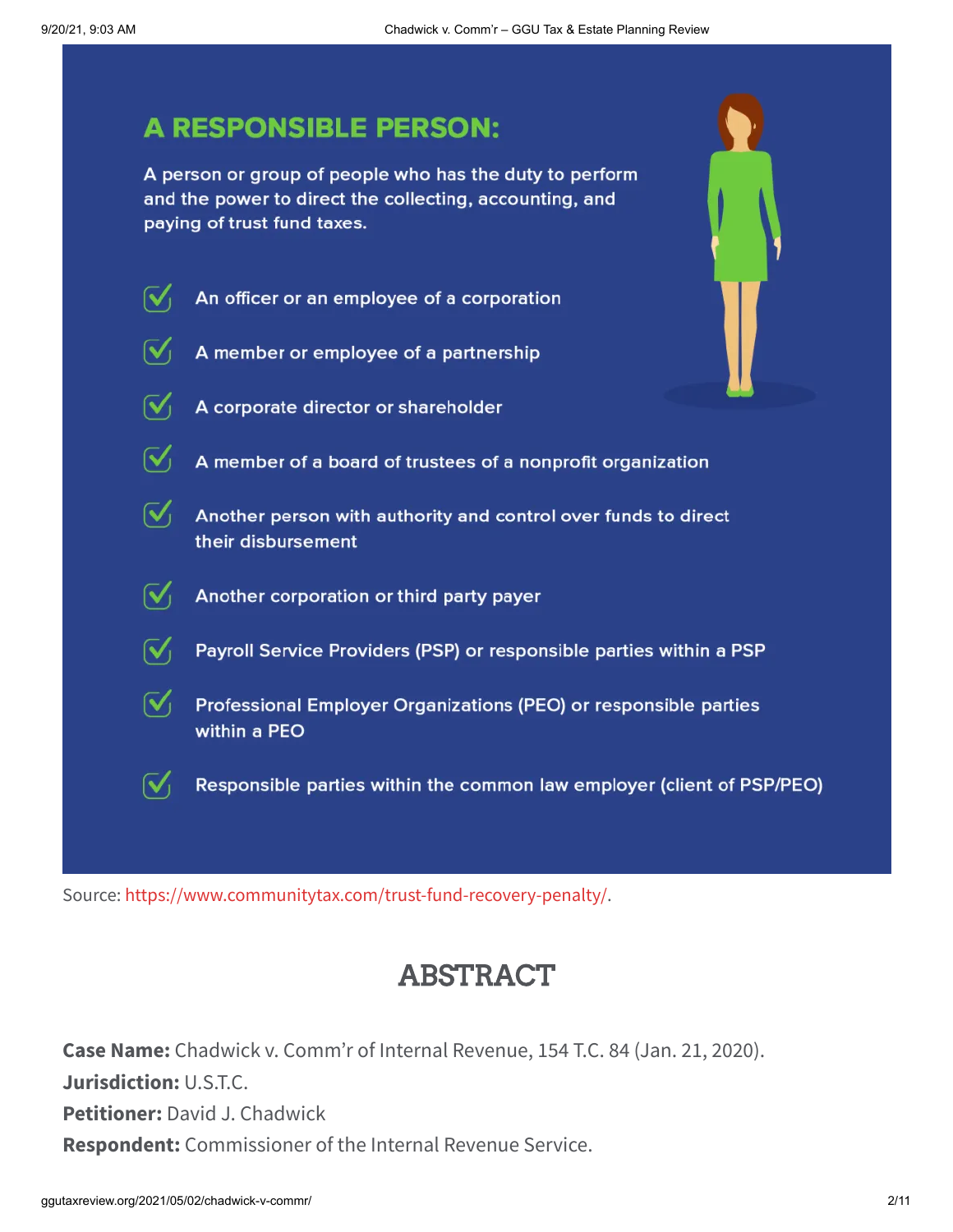## A RESPONSIBLE PERSON:

A person or group of people who has the duty to perform and the power to direct the collecting, accounting, and paying of trust fund taxes.

- An officer or an employee of a corporation
- A member or employee of a partnership
- A corporate director or shareholder
- A member of a board of trustees of a nonprofit organization
- Another person with authority and control over funds to direct their disbursement
- Another corporation or third party payer
- Payroll Service Providers (PSP) or responsible parties within a PSP
- Professional Employer Organizations (PEO) or responsible parties within a PEO
- Responsible parties within the common law employer (client of PSP/PEO)

Source: https://www.communitytax.com/trust-fund-recovery-penalty/.

## ABSTRACT

**Case Name:** Chadwick v. Comm'r of Internal Revenue, 154 T.C. 84 (Jan. 21, 2020).
**Jurisdiction:** U.S.T.C.
**Petitioner:** David J. Chadwick
**Respondent:** Commissioner of the Internal Revenue Service.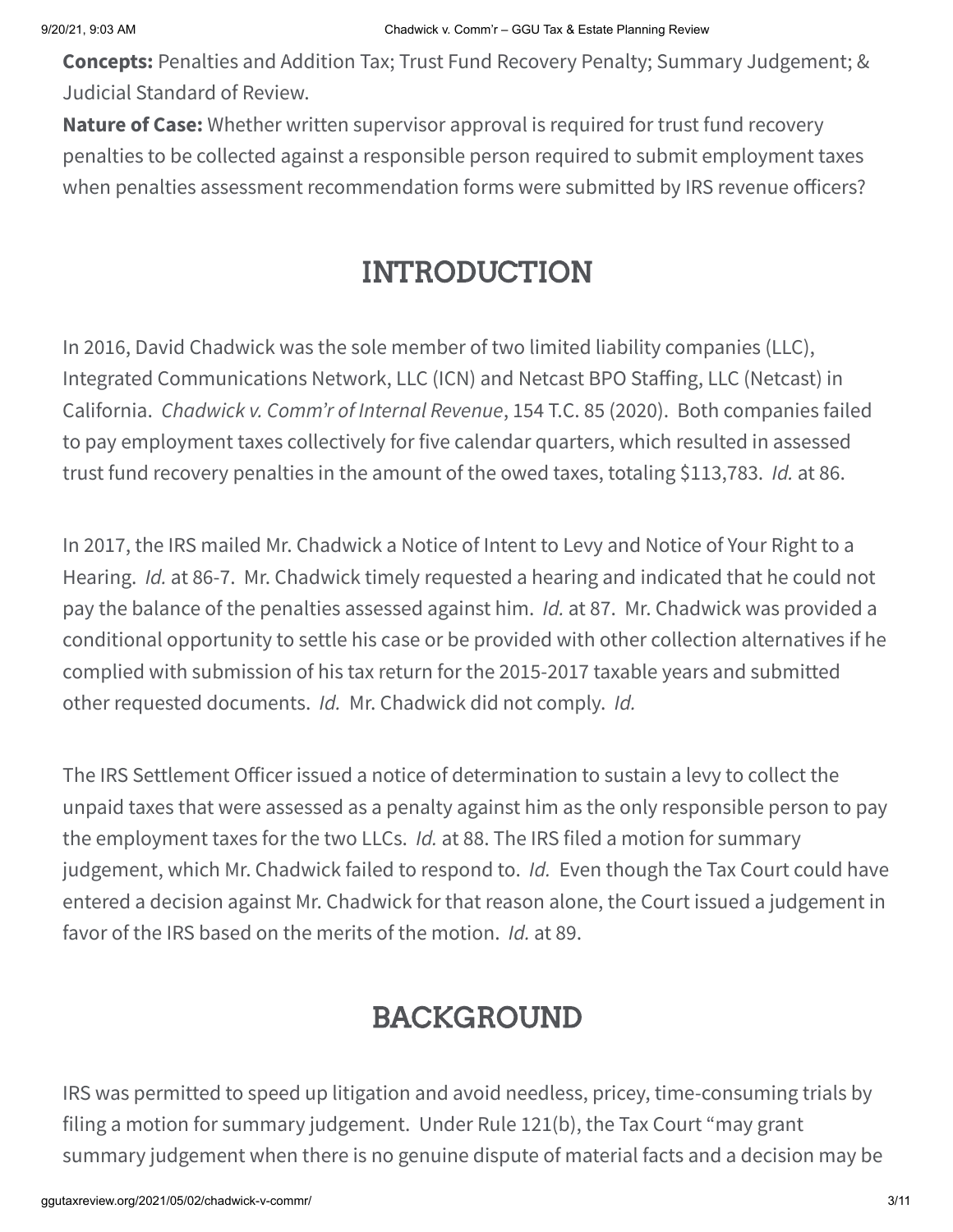**Concepts:** Penalties and Addition Tax; Trust Fund Recovery Penalty; Summary Judgement; & Judicial Standard of Review.

**Nature of Case:** Whether written supervisor approval is required for trust fund recovery penalties to be collected against a responsible person required to submit employment taxes when penalties assessment recommendation forms were submitted by IRS revenue officers?

## INTRODUCTION

In 2016, David Chadwick was the sole member of two limited liability companies (LLC), Integrated Communications Network, LLC (ICN) and Netcast BPO Staffing, LLC (Netcast) in California. *Chadwick v. Comm'r of Internal Revenue*, 154 T.C. 85 (2020). Both companies failed to pay employment taxes collectively for five calendar quarters, which resulted in assessed trust fund recovery penalties in the amount of the owed taxes, totaling $113,783. *Id.* at 86.

In 2017, the IRS mailed Mr. Chadwick a Notice of Intent to Levy and Notice of Your Right to a Hearing. *Id.* at 86-7. Mr. Chadwick timely requested a hearing and indicated that he could not pay the balance of the penalties assessed against him. *Id.* at 87. Mr. Chadwick was provided a conditional opportunity to settle his case or be provided with other collection alternatives if he complied with submission of his tax return for the 2015-2017 taxable years and submitted other requested documents. *Id.* Mr. Chadwick did not comply. *Id.*

The IRS Settlement Officer issued a notice of determination to sustain a levy to collect the unpaid taxes that were assessed as a penalty against him as the only responsible person to pay the employment taxes for the two LLCs. *Id.* at 88. The IRS filed a motion for summary judgement, which Mr. Chadwick failed to respond to. *Id.* Even though the Tax Court could have entered a decision against Mr. Chadwick for that reason alone, the Court issued a judgement in favor of the IRS based on the merits of the motion. *Id.* at 89.

## BACKGROUND

IRS was permitted to speed up litigation and avoid needless, pricey, time-consuming trials by filing a motion for summary judgement. Under Rule 121(b), the Tax Court "may grant summary judgement when there is no genuine dispute of material facts and a decision may be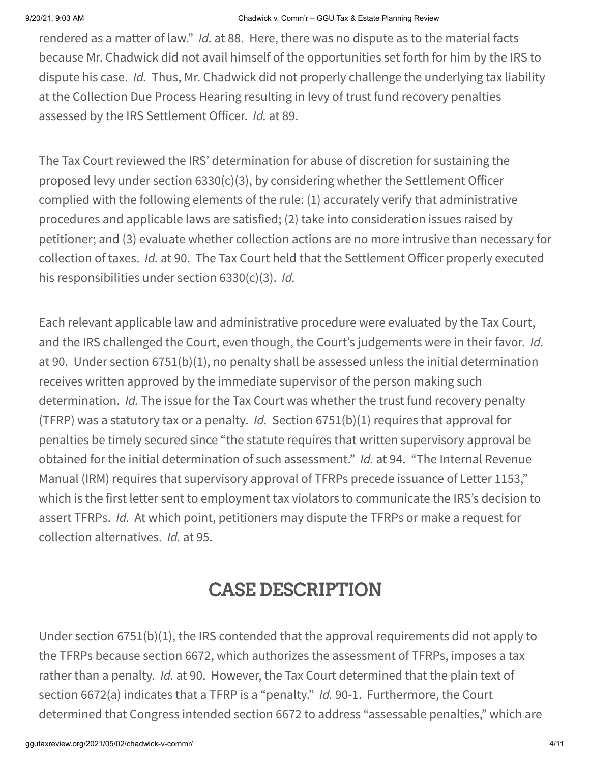rendered as a matter of law." *Id.* at 88. Here, there was no dispute as to the material facts because Mr. Chadwick did not avail himself of the opportunities set forth for him by the IRS to dispute his case. *Id.* Thus, Mr. Chadwick did not properly challenge the underlying tax liability at the Collection Due Process Hearing resulting in levy of trust fund recovery penalties assessed by the IRS Settlement Officer. *Id.* at 89.

The Tax Court reviewed the IRS' determination for abuse of discretion for sustaining the proposed levy under section 6330(c)(3), by considering whether the Settlement Officer complied with the following elements of the rule: (1) accurately verify that administrative procedures and applicable laws are satisfied; (2) take into consideration issues raised by petitioner; and (3) evaluate whether collection actions are no more intrusive than necessary for collection of taxes. *Id.* at 90. The Tax Court held that the Settlement Officer properly executed his responsibilities under section 6330(c)(3). *Id.*

Each relevant applicable law and administrative procedure were evaluated by the Tax Court, and the IRS challenged the Court, even though, the Court's judgements were in their favor. *Id.* at 90. Under section 6751(b)(1), no penalty shall be assessed unless the initial determination receives written approved by the immediate supervisor of the person making such determination. *Id.* The issue for the Tax Court was whether the trust fund recovery penalty (TFRP) was a statutory tax or a penalty. *Id.* Section 6751(b)(1) requires that approval for penalties be timely secured since "the statute requires that written supervisory approval be obtained for the initial determination of such assessment." *Id.* at 94. "The Internal Revenue Manual (IRM) requires that supervisory approval of TFRPs precede issuance of Letter 1153," which is the first letter sent to employment tax violators to communicate the IRS's decision to assert TFRPs. *Id.* At which point, petitioners may dispute the TFRPs or make a request for collection alternatives. *Id.* at 95.

## CASE DESCRIPTION

Under section 6751(b)(1), the IRS contended that the approval requirements did not apply to the TFRPs because section 6672, which authorizes the assessment of TFRPs, imposes a tax rather than a penalty. *Id.* at 90. However, the Tax Court determined that the plain text of section 6672(a) indicates that a TFRP is a "penalty." *Id.* 90-1. Furthermore, the Court determined that Congress intended section 6672 to address "assessable penalties," which are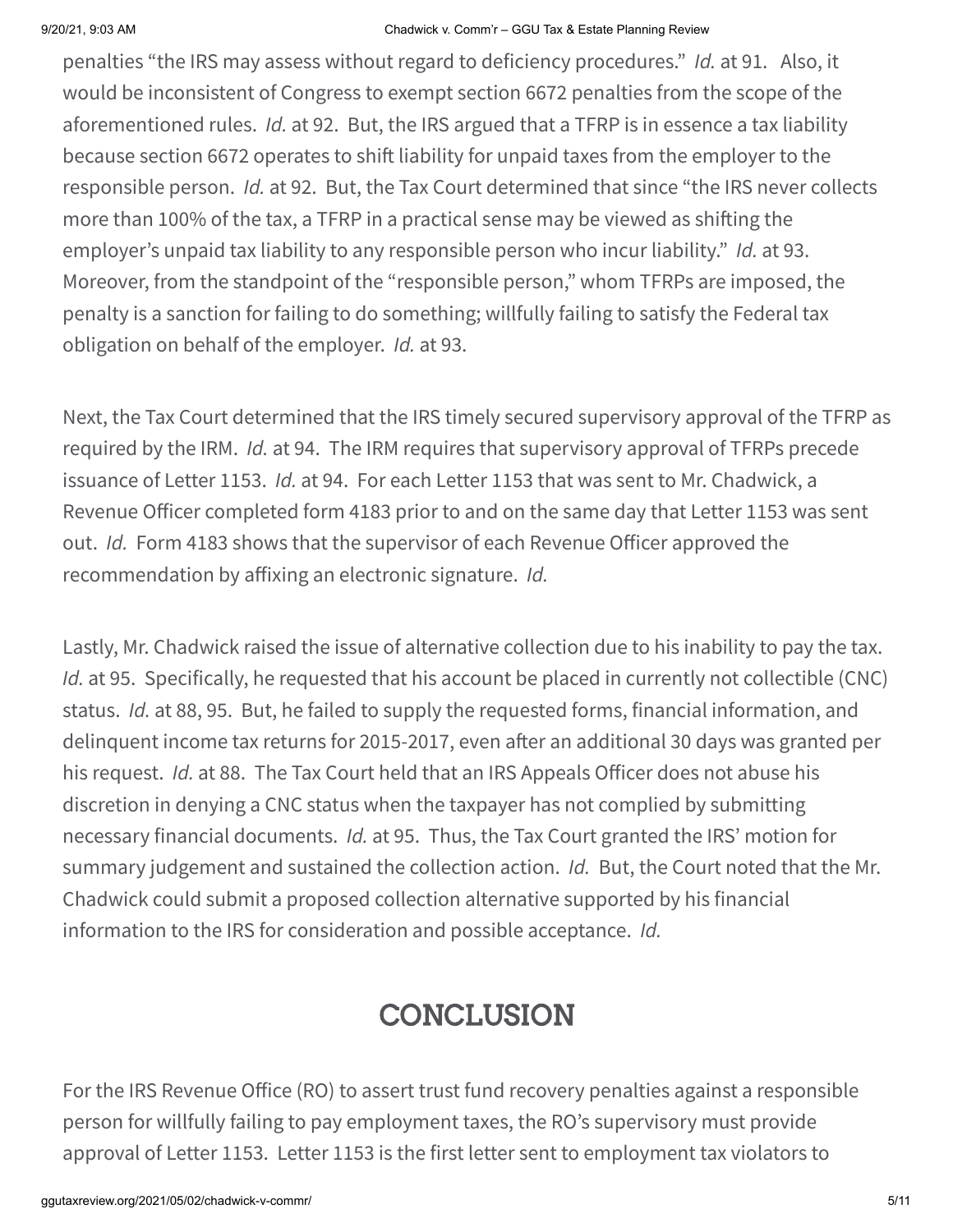penalties "the IRS may assess without regard to deficiency procedures." *Id.* at 91. Also, it would be inconsistent of Congress to exempt section 6672 penalties from the scope of the aforementioned rules. *Id.* at 92. But, the IRS argued that a TFRP is in essence a tax liability because section 6672 operates to shift liability for unpaid taxes from the employer to the responsible person. *Id.* at 92. But, the Tax Court determined that since "the IRS never collects more than 100% of the tax, a TFRP in a practical sense may be viewed as shifting the employer's unpaid tax liability to any responsible person who incur liability." *Id.* at 93. Moreover, from the standpoint of the "responsible person," whom TFRPs are imposed, the penalty is a sanction for failing to do something; willfully failing to satisfy the Federal tax obligation on behalf of the employer. *Id.* at 93.

Next, the Tax Court determined that the IRS timely secured supervisory approval of the TFRP as required by the IRM. *Id.* at 94. The IRM requires that supervisory approval of TFRPs precede issuance of Letter 1153. *Id.* at 94. For each Letter 1153 that was sent to Mr. Chadwick, a Revenue Officer completed form 4183 prior to and on the same day that Letter 1153 was sent out. *Id.* Form 4183 shows that the supervisor of each Revenue Officer approved the recommendation by affixing an electronic signature. *Id.*

Lastly, Mr. Chadwick raised the issue of alternative collection due to his inability to pay the tax. *Id.* at 95. Specifically, he requested that his account be placed in currently not collectible (CNC) status. *Id.* at 88, 95. But, he failed to supply the requested forms, financial information, and delinquent income tax returns for 2015-2017, even after an additional 30 days was granted per his request. *Id.* at 88. The Tax Court held that an IRS Appeals Officer does not abuse his discretion in denying a CNC status when the taxpayer has not complied by submitting necessary financial documents. *Id.* at 95. Thus, the Tax Court granted the IRS' motion for summary judgement and sustained the collection action. *Id.* But, the Court noted that the Mr. Chadwick could submit a proposed collection alternative supported by his financial information to the IRS for consideration and possible acceptance. *Id.*

## CONCLUSION

For the IRS Revenue Office (RO) to assert trust fund recovery penalties against a responsible person for willfully failing to pay employment taxes, the RO's supervisory must provide approval of Letter 1153. Letter 1153 is the first letter sent to employment tax violators to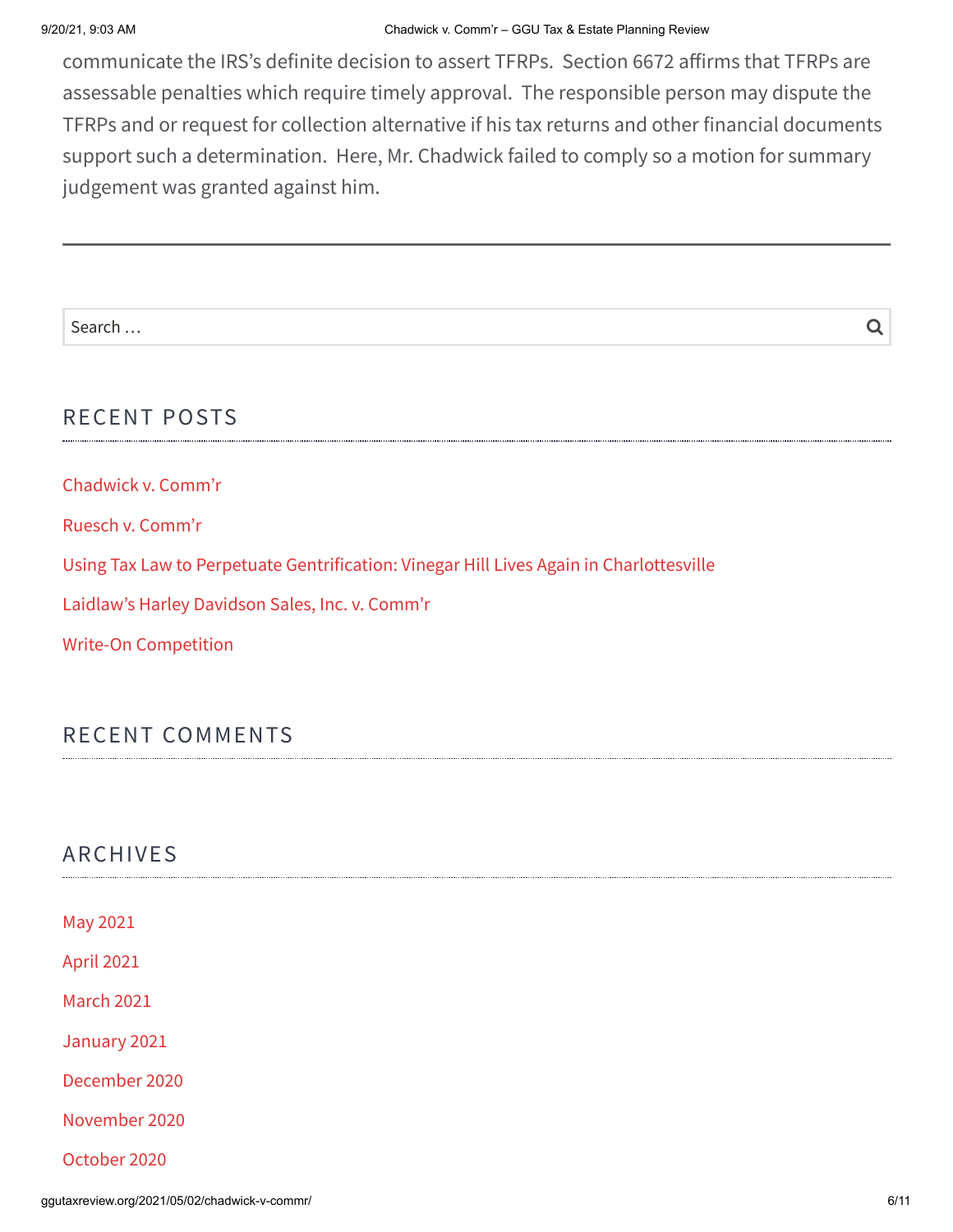communicate the IRS's definite decision to assert TFRPs. Section 6672 affirms that TFRPs are assessable penalties which require timely approval. The responsible person may dispute the TFRPs and or request for collection alternative if his tax returns and other financial documents support such a determination. Here, Mr. Chadwick failed to comply so a motion for summary judgement was granted against him.

---

Search …

## RECENT POSTS

Chadwick v. Comm'r

Ruesch v. Comm'r

Using Tax Law to Perpetuate Gentrification: Vinegar Hill Lives Again in Charlottesville

Laidlaw's Harley Davidson Sales, Inc. v. Comm'r

Write-On Competition

## RECENT COMMENTS

## ARCHIVES

May 2021

April 2021

March 2021

January 2021

December 2020

November 2020

October 2020